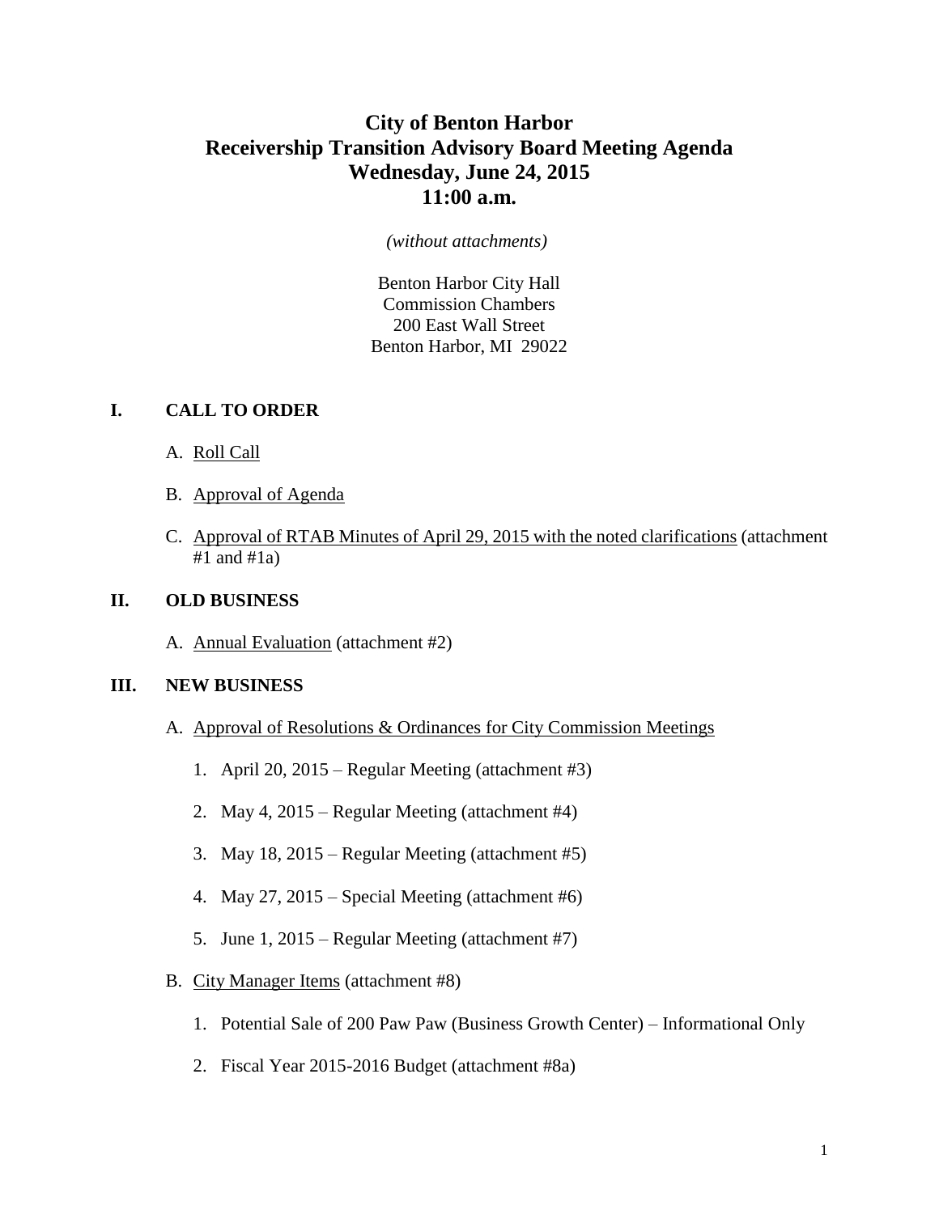# City of Benton Harbor
# Receivership Transition Advisory Board Meeting Agenda
# Wednesday, June 24, 2015
# 11:00 a.m.

*(without attachments)*

Benton Harbor City Hall
Commission Chambers
200 East Wall Street
Benton Harbor, MI 29022

## I. CALL TO ORDER

A. Roll Call

B. Approval of Agenda

C. Approval of RTAB Minutes of April 29, 2015 with the noted clarifications (attachment #1 and #1a)

## II. OLD BUSINESS

A. Annual Evaluation (attachment #2)

## III. NEW BUSINESS

A. Approval of Resolutions & Ordinances for City Commission Meetings

1. April 20, 2015 – Regular Meeting (attachment #3)
2. May 4, 2015 – Regular Meeting (attachment #4)
3. May 18, 2015 – Regular Meeting (attachment #5)
4. May 27, 2015 – Special Meeting (attachment #6)
5. June 1, 2015 – Regular Meeting (attachment #7)

B. City Manager Items (attachment #8)

1. Potential Sale of 200 Paw Paw (Business Growth Center) – Informational Only
2. Fiscal Year 2015-2016 Budget (attachment #8a)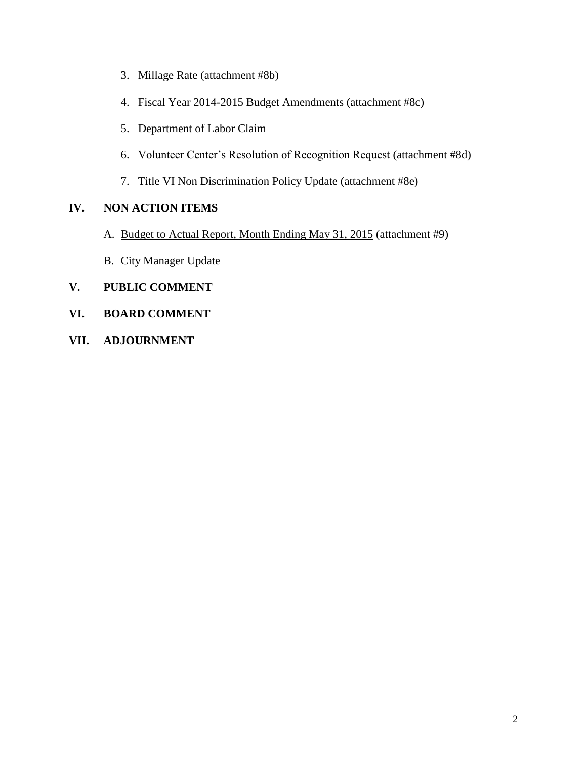3. Millage Rate (attachment #8b)

4. Fiscal Year 2014-2015 Budget Amendments (attachment #8c)

5. Department of Labor Claim

6. Volunteer Center's Resolution of Recognition Request (attachment #8d)

7. Title VI Non Discrimination Policy Update (attachment #8e)

## IV. NON ACTION ITEMS

A. Budget to Actual Report, Month Ending May 31, 2015 (attachment #9)

B. City Manager Update

## V. PUBLIC COMMENT

## VI. BOARD COMMENT

## VII. ADJOURNMENT